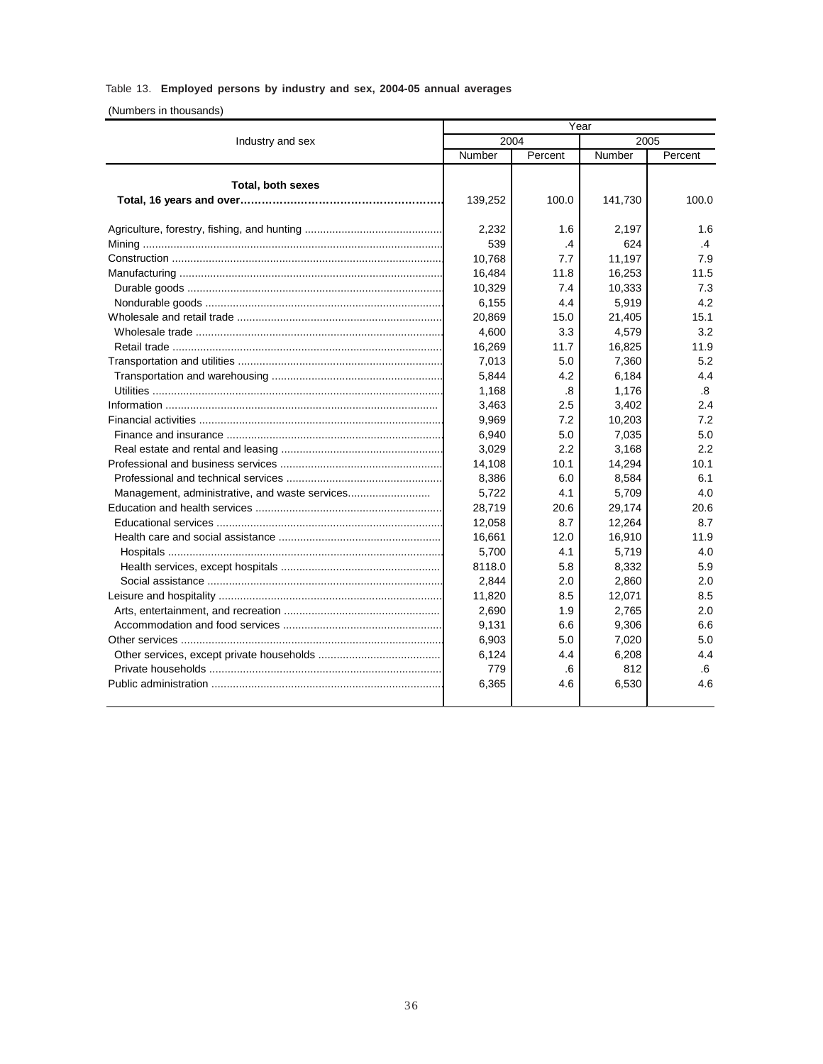Table 13. **Employed persons by industry and sex, 2004-05 annual averages**

(Numbers in thousands)

| Industry and sex | Year | | | |
|---|---|---|---|---|
| | 2004 | | 2005 | |
| | Number | Percent | Number | Percent |
| **Total, both sexes** | | | | |
| **Total, 16 years and over** | 139,252 | 100.0 | 141,730 | 100.0 |
| Agriculture, forestry, fishing, and hunting | 2,232 | 1.6 | 2,197 | 1.6 |
| Mining | 539 | .4 | 624 | .4 |
| Construction | 10,768 | 7.7 | 11,197 | 7.9 |
| Manufacturing | 16,484 | 11.8 | 16,253 | 11.5 |
| Durable goods | 10,329 | 7.4 | 10,333 | 7.3 |
| Nondurable goods | 6,155 | 4.4 | 5,919 | 4.2 |
| Wholesale and retail trade | 20,869 | 15.0 | 21,405 | 15.1 |
| Wholesale trade | 4,600 | 3.3 | 4,579 | 3.2 |
| Retail trade | 16,269 | 11.7 | 16,825 | 11.9 |
| Transportation and utilities | 7,013 | 5.0 | 7,360 | 5.2 |
| Transportation and warehousing | 5,844 | 4.2 | 6,184 | 4.4 |
| Utilities | 1,168 | .8 | 1,176 | .8 |
| Information | 3,463 | 2.5 | 3,402 | 2.4 |
| Financial activities | 9,969 | 7.2 | 10,203 | 7.2 |
| Finance and insurance | 6,940 | 5.0 | 7,035 | 5.0 |
| Real estate and rental and leasing | 3,029 | 2.2 | 3,168 | 2.2 |
| Professional and business services | 14,108 | 10.1 | 14,294 | 10.1 |
| Professional and technical services | 8,386 | 6.0 | 8,584 | 6.1 |
| Management, administrative, and waste services | 5,722 | 4.1 | 5,709 | 4.0 |
| Education and health services | 28,719 | 20.6 | 29,174 | 20.6 |
| Educational services | 12,058 | 8.7 | 12,264 | 8.7 |
| Health care and social assistance | 16,661 | 12.0 | 16,910 | 11.9 |
| Hospitals | 5,700 | 4.1 | 5,719 | 4.0 |
| Health services, except hospitals | 8118.0 | 5.8 | 8,332 | 5.9 |
| Social assistance | 2,844 | 2.0 | 2,860 | 2.0 |
| Leisure and hospitality | 11,820 | 8.5 | 12,071 | 8.5 |
| Arts, entertainment, and recreation | 2,690 | 1.9 | 2,765 | 2.0 |
| Accommodation and food services | 9,131 | 6.6 | 9,306 | 6.6 |
| Other services | 6,903 | 5.0 | 7,020 | 5.0 |
| Other services, except private households | 6,124 | 4.4 | 6,208 | 4.4 |
| Private households | 779 | .6 | 812 | .6 |
| Public administration | 6,365 | 4.6 | 6,530 | 4.6 |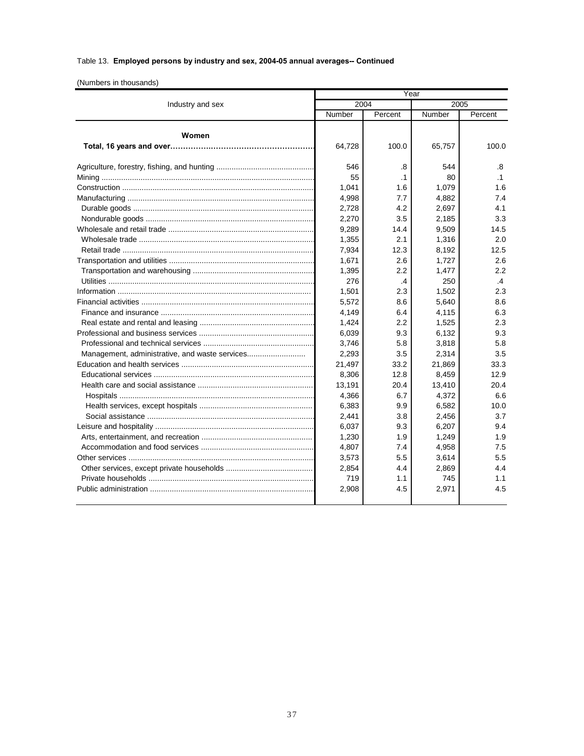Table 13. **Employed persons by industry and sex, 2004-05 annual averages-- Continued**

(Numbers in thousands)

| Industry and sex | 2004 | | 2005 | |
|---|---|---|---|---|
| | Number | Percent | Number | Percent |
| **Women** | | | | |
| **Total, 16 years and over** | 64,728 | 100.0 | 65,757 | 100.0 |
| Agriculture, forestry, fishing, and hunting | 546 | .8 | 544 | .8 |
| Mining | 55 | .1 | 80 | .1 |
| Construction | 1,041 | 1.6 | 1,079 | 1.6 |
| Manufacturing | 4,998 | 7.7 | 4,882 | 7.4 |
| Durable goods | 2,728 | 4.2 | 2,697 | 4.1 |
| Nondurable goods | 2,270 | 3.5 | 2,185 | 3.3 |
| Wholesale and retail trade | 9,289 | 14.4 | 9,509 | 14.5 |
| Wholesale trade | 1,355 | 2.1 | 1,316 | 2.0 |
| Retail trade | 7,934 | 12.3 | 8,192 | 12.5 |
| Transportation and utilities | 1,671 | 2.6 | 1,727 | 2.6 |
| Transportation and warehousing | 1,395 | 2.2 | 1,477 | 2.2 |
| Utilities | 276 | .4 | 250 | .4 |
| Information | 1,501 | 2.3 | 1,502 | 2.3 |
| Financial activities | 5,572 | 8.6 | 5,640 | 8.6 |
| Finance and insurance | 4,149 | 6.4 | 4,115 | 6.3 |
| Real estate and rental and leasing | 1,424 | 2.2 | 1,525 | 2.3 |
| Professional and business services | 6,039 | 9.3 | 6,132 | 9.3 |
| Professional and technical services | 3,746 | 5.8 | 3,818 | 5.8 |
| Management, administrative, and waste services | 2,293 | 3.5 | 2,314 | 3.5 |
| Education and health services | 21,497 | 33.2 | 21,869 | 33.3 |
| Educational services | 8,306 | 12.8 | 8,459 | 12.9 |
| Health care and social assistance | 13,191 | 20.4 | 13,410 | 20.4 |
| Hospitals | 4,366 | 6.7 | 4,372 | 6.6 |
| Health services, except hospitals | 6,383 | 9.9 | 6,582 | 10.0 |
| Social assistance | 2,441 | 3.8 | 2,456 | 3.7 |
| Leisure and hospitality | 6,037 | 9.3 | 6,207 | 9.4 |
| Arts, entertainment, and recreation | 1,230 | 1.9 | 1,249 | 1.9 |
| Accommodation and food services | 4,807 | 7.4 | 4,958 | 7.5 |
| Other services | 3,573 | 5.5 | 3,614 | 5.5 |
| Other services, except private households | 2,854 | 4.4 | 2,869 | 4.4 |
| Private households | 719 | 1.1 | 745 | 1.1 |
| Public administration | 2,908 | 4.5 | 2,971 | 4.5 |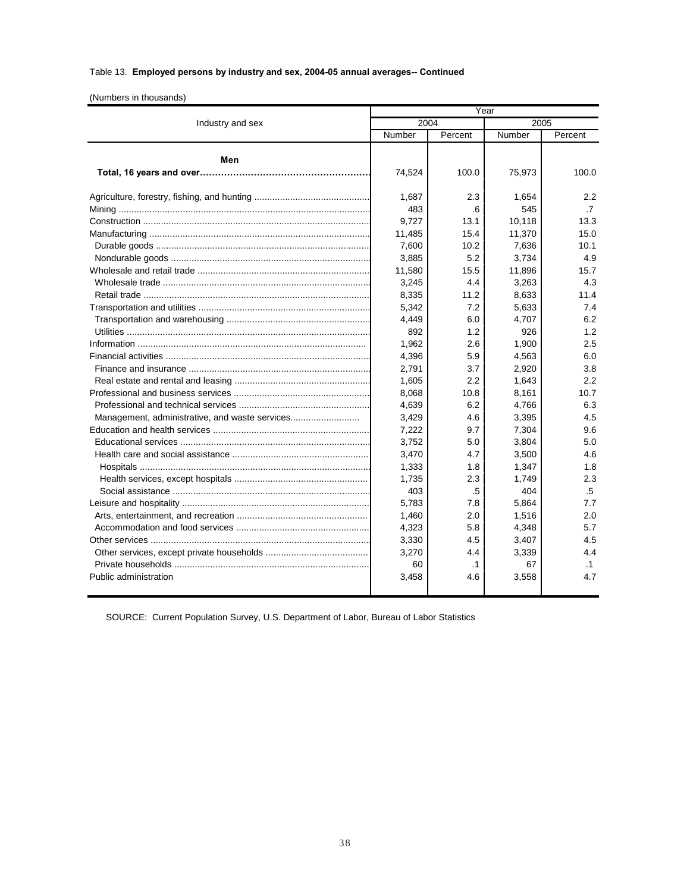Table 13. **Employed persons by industry and sex, 2004-05 annual averages-- Continued**

(Numbers in thousands)

| Industry and sex | Year | | | |
|---|---|---|---|---|
| | 2004 | | 2005 | |
| | Number | Percent | Number | Percent |
| **Men** | | | | |
| **Total, 16 years and over** | 74,524 | 100.0 | 75,973 | 100.0 |
| Agriculture, forestry, fishing, and hunting | 1,687 | 2.3 | 1,654 | 2.2 |
| Mining | 483 | .6 | 545 | .7 |
| Construction | 9,727 | 13.1 | 10,118 | 13.3 |
| Manufacturing | 11,485 | 15.4 | 11,370 | 15.0 |
| Durable goods | 7,600 | 10.2 | 7,636 | 10.1 |
| Nondurable goods | 3,885 | 5.2 | 3,734 | 4.9 |
| Wholesale and retail trade | 11,580 | 15.5 | 11,896 | 15.7 |
| Wholesale trade | 3,245 | 4.4 | 3,263 | 4.3 |
| Retail trade | 8,335 | 11.2 | 8,633 | 11.4 |
| Transportation and utilities | 5,342 | 7.2 | 5,633 | 7.4 |
| Transportation and warehousing | 4,449 | 6.0 | 4,707 | 6.2 |
| Utilities | 892 | 1.2 | 926 | 1.2 |
| Information | 1,962 | 2.6 | 1,900 | 2.5 |
| Financial activities | 4,396 | 5.9 | 4,563 | 6.0 |
| Finance and insurance | 2,791 | 3.7 | 2,920 | 3.8 |
| Real estate and rental and leasing | 1,605 | 2.2 | 1,643 | 2.2 |
| Professional and business services | 8,068 | 10.8 | 8,161 | 10.7 |
| Professional and technical services | 4,639 | 6.2 | 4,766 | 6.3 |
| Management, administrative, and waste services | 3,429 | 4.6 | 3,395 | 4.5 |
| Education and health services | 7,222 | 9.7 | 7,304 | 9.6 |
| Educational services | 3,752 | 5.0 | 3,804 | 5.0 |
| Health care and social assistance | 3,470 | 4.7 | 3,500 | 4.6 |
| Hospitals | 1,333 | 1.8 | 1,347 | 1.8 |
| Health services, except hospitals | 1,735 | 2.3 | 1,749 | 2.3 |
| Social assistance | 403 | .5 | 404 | .5 |
| Leisure and hospitality | 5,783 | 7.8 | 5,864 | 7.7 |
| Arts, entertainment, and recreation | 1,460 | 2.0 | 1,516 | 2.0 |
| Accommodation and food services | 4,323 | 5.8 | 4,348 | 5.7 |
| Other services | 3,330 | 4.5 | 3,407 | 4.5 |
| Other services, except private households | 3,270 | 4.4 | 3,339 | 4.4 |
| Private households | 60 | .1 | 67 | .1 |
| Public administration | 3,458 | 4.6 | 3,558 | 4.7 |

SOURCE: Current Population Survey, U.S. Department of Labor, Bureau of Labor Statistics